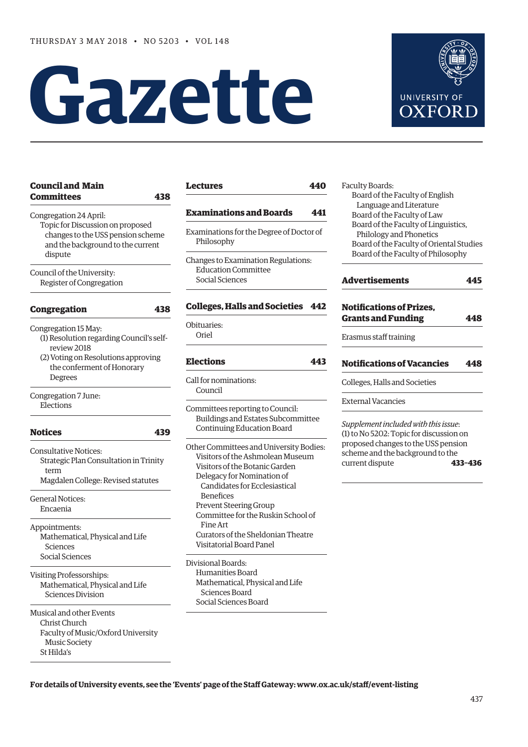THURSDAY 3 MAY 2018 • NO 5203 • VOL 148

# Gazette

UNIVERSITY OF OXFORD

## Council and Main Committees 438

Congregation 24 April:
- Topic for Discussion on proposed changes to the USS pension scheme and the background to the current dispute

Council of the University:
- Register of Congregation

## Congregation 438

Congregation 15 May:
- (1) Resolution regarding Council's self-review 2018
- (2) Voting on Resolutions approving the conferment of Honorary Degrees

Congregation 7 June:
- Elections

## Notices 439

Consultative Notices:
- Strategic Plan Consultation in Trinity term
- Magdalen College: Revised statutes

General Notices:
- Encaenia

Appointments:
- Mathematical, Physical and Life Sciences
- Social Sciences

Visiting Professorships:
- Mathematical, Physical and Life Sciences Division

Musical and other Events
- Christ Church
- Faculty of Music/Oxford University Music Society
- St Hilda's

## Lectures 440

## Examinations and Boards 441

Examinations for the Degree of Doctor of Philosophy

Changes to Examination Regulations:
- Education Committee
- Social Sciences

## Colleges, Halls and Societies 442

Obituaries:
- Oriel

## Elections 443

Call for nominations:
- Council

Committees reporting to Council:
- Buildings and Estates Subcommittee
- Continuing Education Board

Other Committees and University Bodies:
- Visitors of the Ashmolean Museum
- Visitors of the Botanic Garden
- Delegacy for Nomination of Candidates for Ecclesiastical Benefices
- Prevent Steering Group
- Committee for the Ruskin School of Fine Art
- Curators of the Sheldonian Theatre
- Visitatorial Board Panel

Divisional Boards:
- Humanities Board
- Mathematical, Physical and Life Sciences Board
- Social Sciences Board

Faculty Boards:
- Board of the Faculty of English Language and Literature
- Board of the Faculty of Law
- Board of the Faculty of Linguistics, Philology and Phonetics
- Board of the Faculty of Oriental Studies
- Board of the Faculty of Philosophy

## Advertisements 445

## Notifications of Prizes, Grants and Funding 448

Erasmus staff training

## Notifications of Vacancies 448

Colleges, Halls and Societies

External Vacancies

*Supplement included with this issue*:
(1) to No 5202: Topic for discussion on proposed changes to the USS pension scheme and the background to the current dispute **433–436**

**For details of University events, see the 'Events' page of the Staff Gateway: www.ox.ac.uk/staff/event-listing**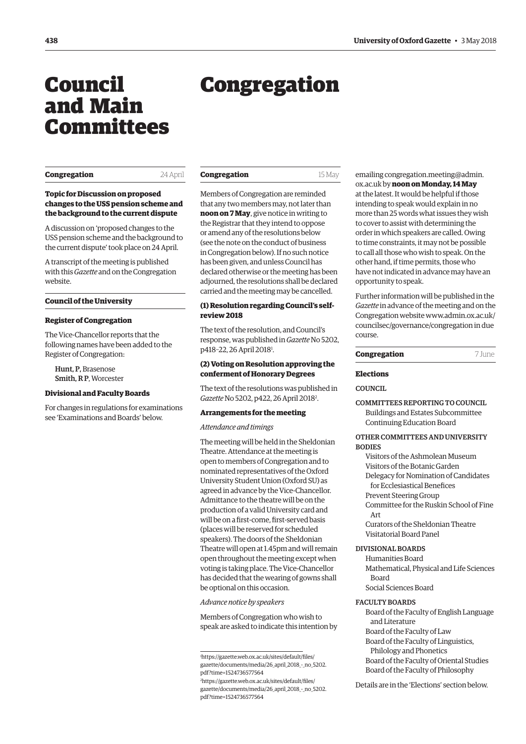# Council and Main Committees

**Congregation** 24 April

**Topic for Discussion on proposed changes to the USS pension scheme and the background to the current dispute**

A discussion on 'proposed changes to the USS pension scheme and the background to the current dispute' took place on 24 April.

A transcript of the meeting is published with this *Gazette* and on the Congregation website.

**Council of the University**

**Register of Congregation**

The Vice-Chancellor reports that the following names have been added to the Register of Congregation:

Hunt, P, Brasenose
Smith, R P, Worcester

**Divisional and Faculty Boards**

For changes in regulations for examinations see 'Examinations and Boards' below.

# Congregation

**Congregation** 15 May

Members of Congregation are reminded that any two members may, not later than **noon on 7 May**, give notice in writing to the Registrar that they intend to oppose or amend any of the resolutions below (see the note on the conduct of business in Congregation below). If no such notice has been given, and unless Council has declared otherwise or the meeting has been adjourned, the resolutions shall be declared carried and the meeting may be cancelled.

**(1) Resolution regarding Council's self-review 2018**

The text of the resolution, and Council's response, was published in *Gazette* No 5202, p418–22, 26 April 2018[1].

**(2) Voting on Resolution approving the conferment of Honorary Degrees**

The text of the resolutions was published in *Gazette* No 5202, p422, 26 April 2018[2].

**Arrangements for the meeting**

*Attendance and timings*

The meeting will be held in the Sheldonian Theatre. Attendance at the meeting is open to members of Congregation and to nominated representatives of the Oxford University Student Union (Oxford SU) as agreed in advance by the Vice-Chancellor. Admittance to the theatre will be on the production of a valid University card and will be on a first-come, first-served basis (places will be reserved for scheduled speakers). The doors of the Sheldonian Theatre will open at 1.45pm and will remain open throughout the meeting except when voting is taking place. The Vice-Chancellor has decided that the wearing of gowns shall be optional on this occasion.

*Advance notice by speakers*

Members of Congregation who wish to speak are asked to indicate this intention by emailing congregation.meeting@admin.ox.ac.uk by **noon on Monday, 14 May** at the latest. It would be helpful if those intending to speak would explain in no more than 25 words what issues they wish to cover to assist with determining the order in which speakers are called. Owing to time constraints, it may not be possible to call all those who wish to speak. On the other hand, if time permits, those who have not indicated in advance may have an opportunity to speak.

Further information will be published in the *Gazette* in advance of the meeting and on the Congregation website www.admin.ox.ac.uk/councilsec/governance/congregation in due course.

[1] https://gazette.web.ox.ac.uk/sites/default/files/gazette/documents/media/26_april_2018_-_no_5202.pdf?time=1524736577564

[2] https://gazette.web.ox.ac.uk/sites/default/files/gazette/documents/media/26_april_2018_-_no_5202.pdf?time=1524736577564

**Congregation** 7 June

**Elections**

COUNCIL

COMMITTEES REPORTING TO COUNCIL
- Buildings and Estates Subcommittee
- Continuing Education Board

OTHER COMMITTEES AND UNIVERSITY BODIES
- Visitors of the Ashmolean Museum
- Visitors of the Botanic Garden
- Delegacy for Nomination of Candidates for Ecclesiastical Benefices
- Prevent Steering Group
- Committee for the Ruskin School of Fine Art
- Curators of the Sheldonian Theatre
- Visitatorial Board Panel

DIVISIONAL BOARDS
- Humanities Board
- Mathematical, Physical and Life Sciences Board
- Social Sciences Board

FACULTY BOARDS
- Board of the Faculty of English Language and Literature
- Board of the Faculty of Law
- Board of the Faculty of Linguistics, Philology and Phonetics
- Board of the Faculty of Oriental Studies
- Board of the Faculty of Philosophy

Details are in the 'Elections' section below.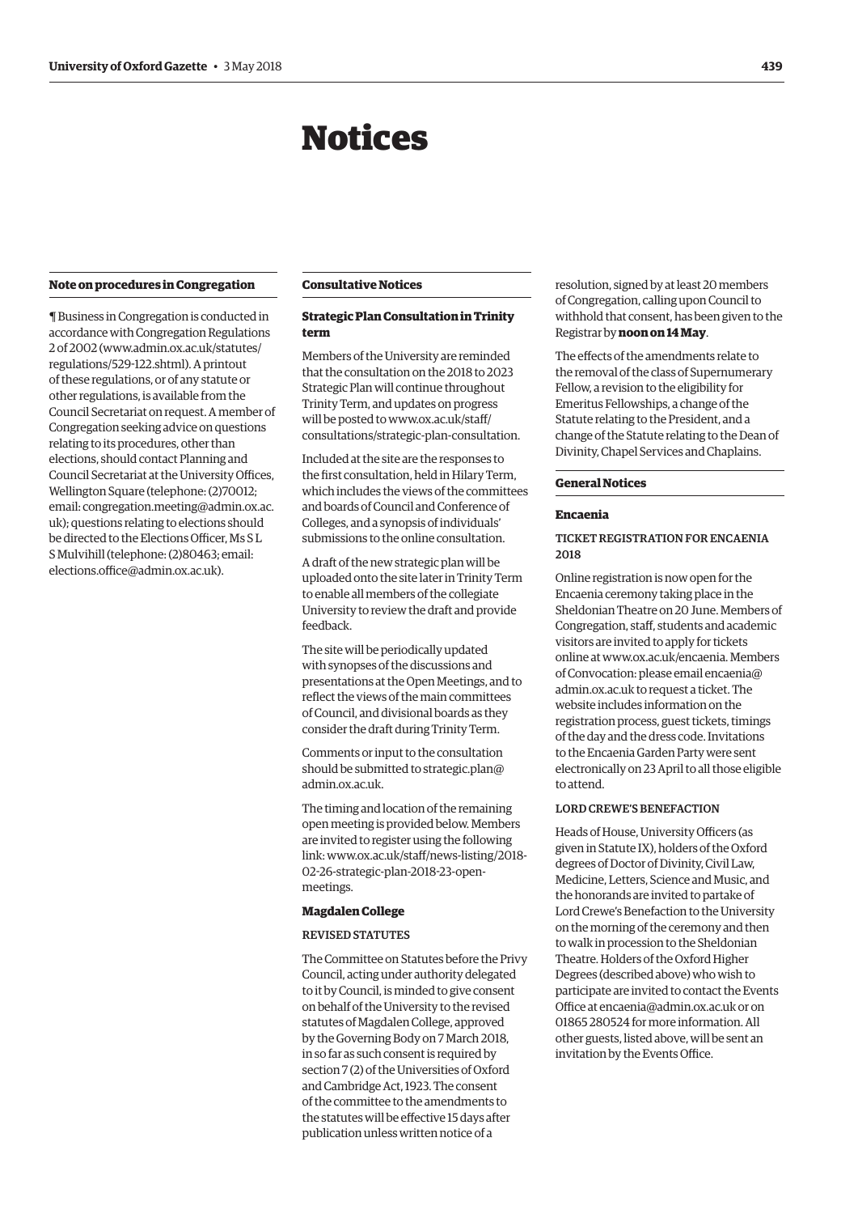# Notices

### Note on procedures in Congregation

¶ Business in Congregation is conducted in accordance with Congregation Regulations 2 of 2002 (www.admin.ox.ac.uk/statutes/regulations/529-122.shtml). A printout of these regulations, or of any statute or other regulations, is available from the Council Secretariat on request. A member of Congregation seeking advice on questions relating to its procedures, other than elections, should contact Planning and Council Secretariat at the University Offices, Wellington Square (telephone: (2)70012; email: congregation.meeting@admin.ox.ac.uk); questions relating to elections should be directed to the Elections Officer, Ms S L S Mulvihill (telephone: (2)80463; email: elections.office@admin.ox.ac.uk).

### Consultative Notices

#### Strategic Plan Consultation in Trinity term

Members of the University are reminded that the consultation on the 2018 to 2023 Strategic Plan will continue throughout Trinity Term, and updates on progress will be posted to www.ox.ac.uk/staff/consultations/strategic-plan-consultation.

Included at the site are the responses to the first consultation, held in Hilary Term, which includes the views of the committees and boards of Council and Conference of Colleges, and a synopsis of individuals' submissions to the online consultation.

A draft of the new strategic plan will be uploaded onto the site later in Trinity Term to enable all members of the collegiate University to review the draft and provide feedback.

The site will be periodically updated with synopses of the discussions and presentations at the Open Meetings, and to reflect the views of the main committees of Council, and divisional boards as they consider the draft during Trinity Term.

Comments or input to the consultation should be submitted to strategic.plan@admin.ox.ac.uk.

The timing and location of the remaining open meeting is provided below. Members are invited to register using the following link: www.ox.ac.uk/staff/news-listing/2018-02-26-strategic-plan-2018-23-open-meetings.

#### Magdalen College

REVISED STATUTES

The Committee on Statutes before the Privy Council, acting under authority delegated to it by Council, is minded to give consent on behalf of the University to the revised statutes of Magdalen College, approved by the Governing Body on 7 March 2018, in so far as such consent is required by section 7 (2) of the Universities of Oxford and Cambridge Act, 1923. The consent of the committee to the amendments to the statutes will be effective 15 days after publication unless written notice of a resolution, signed by at least 20 members of Congregation, calling upon Council to withhold that consent, has been given to the Registrar by **noon on 14 May**.

The effects of the amendments relate to the removal of the class of Supernumerary Fellow, a revision to the eligibility for Emeritus Fellowships, a change of the Statute relating to the President, and a change of the Statute relating to the Dean of Divinity, Chapel Services and Chaplains.

### General Notices

#### Encaenia

TICKET REGISTRATION FOR ENCAENIA 2018

Online registration is now open for the Encaenia ceremony taking place in the Sheldonian Theatre on 20 June. Members of Congregation, staff, students and academic visitors are invited to apply for tickets online at www.ox.ac.uk/encaenia. Members of Convocation: please email encaenia@admin.ox.ac.uk to request a ticket. The website includes information on the registration process, guest tickets, timings of the day and the dress code. Invitations to the Encaenia Garden Party were sent electronically on 23 April to all those eligible to attend.

LORD CREWE'S BENEFACTION

Heads of House, University Officers (as given in Statute IX), holders of the Oxford degrees of Doctor of Divinity, Civil Law, Medicine, Letters, Science and Music, and the honorands are invited to partake of Lord Crewe's Benefaction to the University on the morning of the ceremony and then to walk in procession to the Sheldonian Theatre. Holders of the Oxford Higher Degrees (described above) who wish to participate are invited to contact the Events Office at encaenia@admin.ox.ac.uk or on 01865 280524 for more information. All other guests, listed above, will be sent an invitation by the Events Office.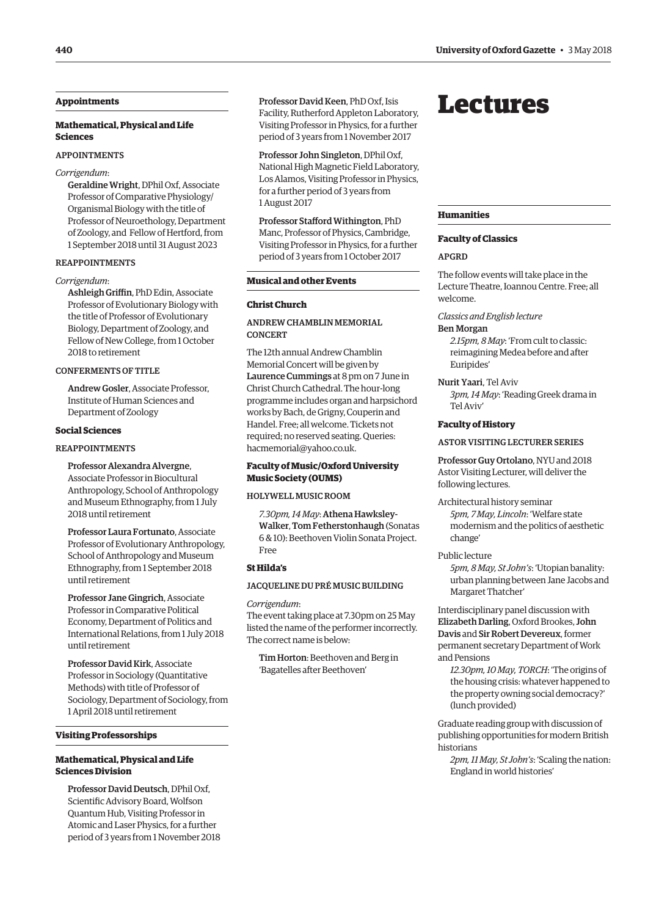## Appointments

### Mathematical, Physical and Life Sciences

APPOINTMENTS

*Corrigendum*:

**Geraldine Wright**, DPhil Oxf, Associate Professor of Comparative Physiology/ Organismal Biology with the title of Professor of Neuroethology, Department of Zoology, and Fellow of Hertford, from 1 September 2018 until 31 August 2023

REAPPOINTMENTS

*Corrigendum*:

**Ashleigh Griffin**, PhD Edin, Associate Professor of Evolutionary Biology with the title of Professor of Evolutionary Biology, Department of Zoology, and Fellow of New College, from 1 October 2018 to retirement

CONFERMENTS OF TITLE

**Andrew Gosler**, Associate Professor, Institute of Human Sciences and Department of Zoology

### Social Sciences

REAPPOINTMENTS

**Professor Alexandra Alvergne**, Associate Professor in Biocultural Anthropology, School of Anthropology and Museum Ethnography, from 1 July 2018 until retirement

**Professor Laura Fortunato**, Associate Professor of Evolutionary Anthropology, School of Anthropology and Museum Ethnography, from 1 September 2018 until retirement

**Professor Jane Gingrich**, Associate Professor in Comparative Political Economy, Department of Politics and International Relations, from 1 July 2018 until retirement

**Professor David Kirk**, Associate Professor in Sociology (Quantitative Methods) with title of Professor of Sociology, Department of Sociology, from 1 April 2018 until retirement

## Visiting Professorships

### Mathematical, Physical and Life Sciences Division

**Professor David Deutsch**, DPhil Oxf, Scientific Advisory Board, Wolfson Quantum Hub, Visiting Professor in Atomic and Laser Physics, for a further period of 3 years from 1 November 2018

**Professor David Keen**, PhD Oxf, Isis Facility, Rutherford Appleton Laboratory, Visiting Professor in Physics, for a further period of 3 years from 1 November 2017

**Professor John Singleton**, DPhil Oxf, National High Magnetic Field Laboratory, Los Alamos, Visiting Professor in Physics, for a further period of 3 years from 1 August 2017

**Professor Stafford Withington**, PhD Manc, Professor of Physics, Cambridge, Visiting Professor in Physics, for a further period of 3 years from 1 October 2017

## Musical and other Events

### Christ Church

ANDREW CHAMBLIN MEMORIAL CONCERT

The 12th annual Andrew Chamblin Memorial Concert will be given by **Laurence Cummings** at 8 pm on 7 June in Christ Church Cathedral. The hour-long programme includes organ and harpsichord works by Bach, de Grigny, Couperin and Handel. Free; all welcome. Tickets not required; no reserved seating. Queries: hacmemorial@yahoo.co.uk.

### Faculty of Music/Oxford University Music Society (OUMS)

HOLYWELL MUSIC ROOM

*7.30pm, 14 May*: **Athena Hawksley-Walker**, **Tom Fetherstonhaugh** (Sonatas 6 & 10): Beethoven Violin Sonata Project. Free

### St Hilda's

JACQUELINE DU PRÉ MUSIC BUILDING

*Corrigendum*:
The event taking place at 7.30pm on 25 May listed the name of the performer incorrectly. The correct name is below:

**Tim Horton**: Beethoven and Berg in 'Bagatelles after Beethoven'

# Lectures

## Humanities

### Faculty of Classics

APGRD

The follow events will take place in the Lecture Theatre, Ioannou Centre. Free; all welcome.

*Classics and English lecture*

**Ben Morgan**
*2.15pm, 8 May*: 'From cult to classic: reimagining Medea before and after Euripides'

**Nurit Yaari**, Tel Aviv
*3pm, 14 May*: 'Reading Greek drama in Tel Aviv'

### Faculty of History

ASTOR VISITING LECTURER SERIES

**Professor Guy Ortolano**, NYU and 2018 Astor Visiting Lecturer, will deliver the following lectures.

Architectural history seminar
*5pm, 7 May, Lincoln*: 'Welfare state modernism and the politics of aesthetic change'

Public lecture
*5pm, 8 May, St John's*: 'Utopian banality: urban planning between Jane Jacobs and Margaret Thatcher'

Interdisciplinary panel discussion with **Elizabeth Darling**, Oxford Brookes, **John Davis** and **Sir Robert Devereux**, former permanent secretary Department of Work and Pensions
*12.30pm, 10 May, TORCH*: 'The origins of the housing crisis: whatever happened to the property owning social democracy?' (lunch provided)

Graduate reading group with discussion of publishing opportunities for modern British historians
*2pm, 11 May, St John's*: 'Scaling the nation: England in world histories'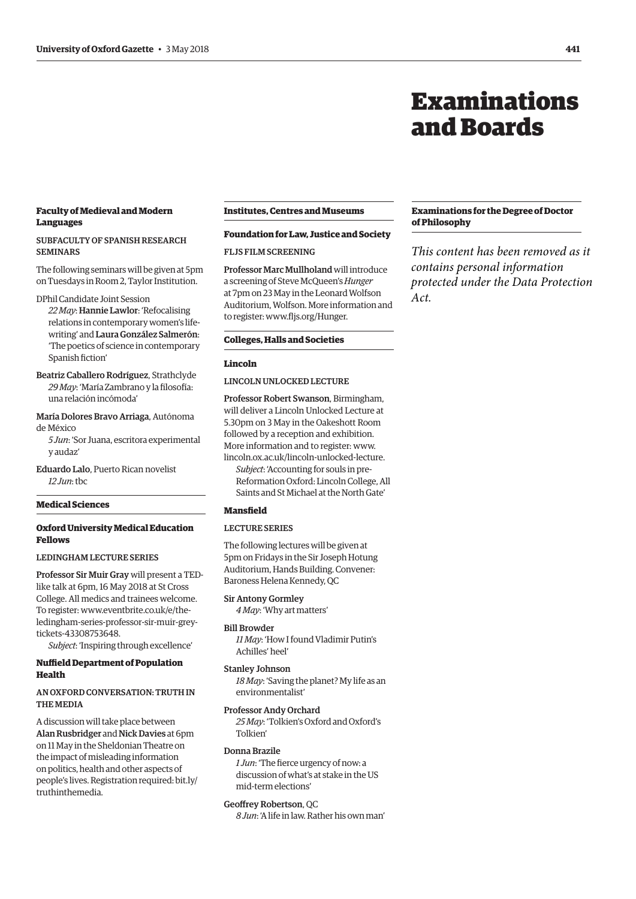# Examinations and Boards

### Faculty of Medieval and Modern Languages

#### SUBFACULTY OF SPANISH RESEARCH SEMINARS

The following seminars will be given at 5pm on Tuesdays in Room 2, Taylor Institution.

DPhil Candidate Joint Session
*22 May*: **Hannie Lawlor**: 'Refocalising relations in contemporary women's life-writing' and **Laura González Salmerón**: 'The poetics of science in contemporary Spanish fiction'

**Beatriz Caballero Rodríguez**, Strathclyde
*29 May*: 'María Zambrano y la filosofía: una relación incómoda'

**María Dolores Bravo Arriaga**, Autónoma de México
*5 Jun*: 'Sor Juana, escritora experimental y audaz'

**Eduardo Lalo**, Puerto Rican novelist
*12 Jun*: tbc

### Medical Sciences

### Oxford University Medical Education Fellows

#### LEDINGHAM LECTURE SERIES

**Professor Sir Muir Gray** will present a TED-like talk at 6pm, 16 May 2018 at St Cross College. All medics and trainees welcome. To register: www.eventbrite.co.uk/e/the-ledingham-series-professor-sir-muir-grey-tickets-43308753648.
*Subject*: 'Inspiring through excellence'

### Nuffield Department of Population Health

#### AN OXFORD CONVERSATION: TRUTH IN THE MEDIA

A discussion will take place between **Alan Rusbridger** and **Nick Davies** at 6pm on 11 May in the Sheldonian Theatre on the impact of misleading information on politics, health and other aspects of people's lives. Registration required: bit.ly/truthinthemedia.

### Institutes, Centres and Museums

### Foundation for Law, Justice and Society

#### FLJS FILM SCREENING

**Professor Marc Mullholand** will introduce a screening of Steve McQueen's *Hunger* at 7pm on 23 May in the Leonard Wolfson Auditorium, Wolfson. More information and to register: www.fljs.org/Hunger.

### Colleges, Halls and Societies

### Lincoln

#### LINCOLN UNLOCKED LECTURE

**Professor Robert Swanson**, Birmingham, will deliver a Lincoln Unlocked Lecture at 5.30pm on 3 May in the Oakeshott Room followed by a reception and exhibition. More information and to register: www.lincoln.ox.ac.uk/lincoln-unlocked-lecture.
*Subject*: 'Accounting for souls in pre-Reformation Oxford: Lincoln College, All Saints and St Michael at the North Gate'

### Mansfield

#### LECTURE SERIES

The following lectures will be given at 5pm on Fridays in the Sir Joseph Hotung Auditorium, Hands Building. Convener: Baroness Helena Kennedy, QC

**Sir Antony Gormley**
*4 May*: 'Why art matters'

**Bill Browder**
*11 May*: 'How I found Vladimir Putin's Achilles' heel'

**Stanley Johnson**
*18 May*: 'Saving the planet? My life as an environmentalist'

**Professor Andy Orchard**
*25 May*: 'Tolkien's Oxford and Oxford's Tolkien'

**Donna Brazile**
*1 Jun*: 'The fierce urgency of now: a discussion of what's at stake in the US mid-term elections'

**Geoffrey Robertson**, QC
*8 Jun*: 'A life in law. Rather his own man'

### Examinations for the Degree of Doctor of Philosophy

*This content has been removed as it contains personal information protected under the Data Protection Act.*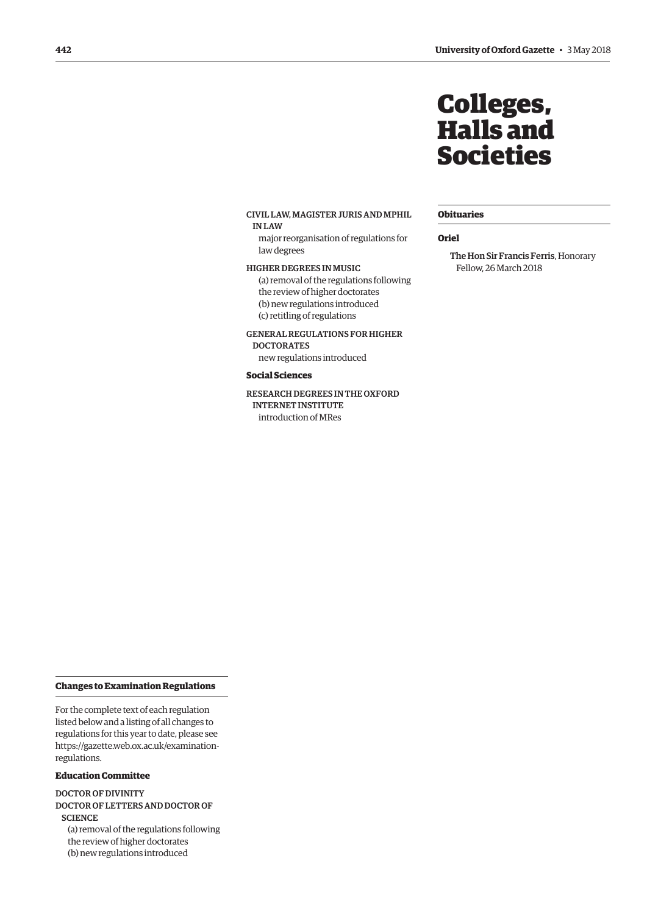## Changes to Examination Regulations

For the complete text of each regulation listed below and a listing of all changes to regulations for this year to date, please see https://gazette.web.ox.ac.uk/examination-regulations.

### Education Committee

DOCTOR OF DIVINITY

DOCTOR OF LETTERS AND DOCTOR OF SCIENCE

(a) removal of the regulations following the review of higher doctorates
(b) new regulations introduced

CIVIL LAW, MAGISTER JURIS AND MPHIL IN LAW

major reorganisation of regulations for law degrees

HIGHER DEGREES IN MUSIC

(a) removal of the regulations following the review of higher doctorates
(b) new regulations introduced
(c) retitling of regulations

GENERAL REGULATIONS FOR HIGHER DOCTORATES

new regulations introduced

### Social Sciences

RESEARCH DEGREES IN THE OXFORD INTERNET INSTITUTE

introduction of MRes

# Colleges, Halls and Societies

## Obituaries

### Oriel

**The Hon Sir Francis Ferris**, Honorary Fellow, 26 March 2018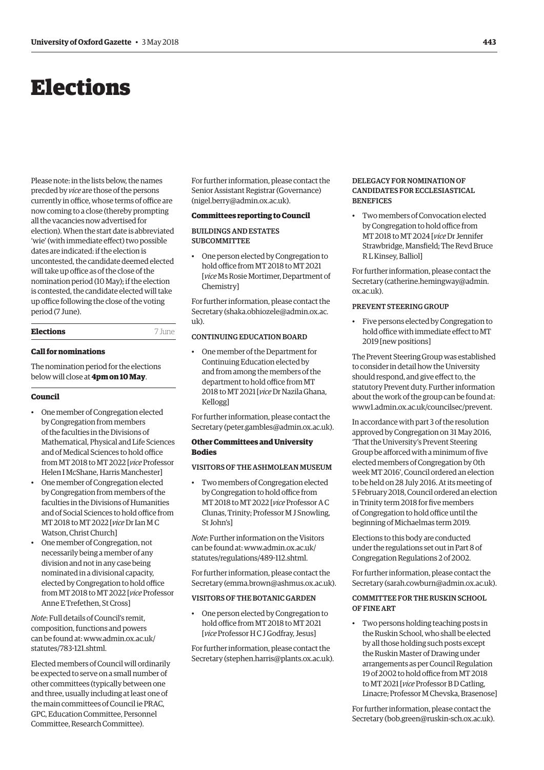# Elections

Please note: in the lists below, the names precded by *vice* are those of the persons currently in office, whose terms of office are now coming to a close (thereby prompting all the vacancies now advertised for election). When the start date is abbreviated 'wie' (with immediate effect) two possible dates are indicated: if the election is uncontested, the candidate deemed elected will take up office as of the close of the nomination period (10 May); if the election is contested, the candidate elected will take up office following the close of the voting period (7 June).

**Elections** 7 June

### Call for nominations

The nomination period for the elections below will close at **4pm on 10 May**.

### Council

- One member of Congregation elected by Congregation from members of the faculties in the Divisions of Mathematical, Physical and Life Sciences and of Medical Sciences to hold office from MT 2018 to MT 2022 [*vice* Professor Helen I McShane, Harris Manchester]
- One member of Congregation elected by Congregation from members of the faculties in the Divisions of Humanities and of Social Sciences to hold office from MT 2018 to MT 2022 [*vice* Dr Ian M C Watson, Christ Church]
- One member of Congregation, not necessarily being a member of any division and not in any case being nominated in a divisional capacity, elected by Congregation to hold office from MT 2018 to MT 2022 [*vice* Professor Anne E Trefethen, St Cross]

*Note*: Full details of Council's remit, composition, functions and powers can be found at: www.admin.ox.ac.uk/statutes/783-121.shtml.

Elected members of Council will ordinarily be expected to serve on a small number of other committees (typically between one and three, usually including at least one of the main committees of Council ie PRAC, GPC, Education Committee, Personnel Committee, Research Committee).

For further information, please contact the Senior Assistant Registrar (Governance) (nigel.berry@admin.ox.ac.uk).

### Committees reporting to Council

#### BUILDINGS AND ESTATES SUBCOMMITTEE

- One person elected by Congregation to hold office from MT 2018 to MT 2021 [*vice* Ms Rosie Mortimer, Department of Chemistry]

For further information, please contact the Secretary (shaka.obhiozele@admin.ox.ac.uk).

#### CONTINUING EDUCATION BOARD

- One member of the Department for Continuing Education elected by and from among the members of the department to hold office from MT 2018 to MT 2021 [*vice* Dr Nazila Ghana, Kellogg]

For further information, please contact the Secretary (peter.gambles@admin.ox.ac.uk).

### Other Committees and University Bodies

#### VISITORS OF THE ASHMOLEAN MUSEUM

- Two members of Congregation elected by Congregation to hold office from MT 2018 to MT 2022 [*vice* Professor A C Clunas, Trinity; Professor M J Snowling, St John's]

*Note*: Further information on the Visitors can be found at: www.admin.ox.ac.uk/statutes/regulations/489-112.shtml.

For further information, please contact the Secretary (emma.brown@ashmus.ox.ac.uk).

#### VISITORS OF THE BOTANIC GARDEN

- One person elected by Congregation to hold office from MT 2018 to MT 2021 [*vice* Professor H C J Godfray, Jesus]

For further information, please contact the Secretary (stephen.harris@plants.ox.ac.uk).

#### DELEGACY FOR NOMINATION OF CANDIDATES FOR ECCLESIASTICAL BENEFICES

- Two members of Convocation elected by Congregation to hold office from MT 2018 to MT 2024 [*vice* Dr Jennifer Strawbridge, Mansfield; The Revd Bruce R L Kinsey, Balliol]

For further information, please contact the Secretary (catherine.hemingway@admin.ox.ac.uk).

#### PREVENT STEERING GROUP

- Five persons elected by Congregation to hold office with immediate effect to MT 2019 [new positions]

The Prevent Steering Group was established to consider in detail how the University should respond, and give effect to, the statutory Prevent duty. Further information about the work of the group can be found at: www1.admin.ox.ac.uk/councilsec/prevent.

In accordance with part 3 of the resolution approved by Congregation on 31 May 2016, 'That the University's Prevent Steering Group be afforced with a minimum of five elected members of Congregation by 0th week MT 2016', Council ordered an election to be held on 28 July 2016. At its meeting of 5 February 2018, Council ordered an election in Trinity term 2018 for five members of Congregation to hold office until the beginning of Michaelmas term 2019.

Elections to this body are conducted under the regulations set out in Part 8 of Congregation Regulations 2 of 2002.

For further information, please contact the Secretary (sarah.cowburn@admin.ox.ac.uk).

#### COMMITTEE FOR THE RUSKIN SCHOOL OF FINE ART

- Two persons holding teaching posts in the Ruskin School, who shall be elected by all those holding such posts except the Ruskin Master of Drawing under arrangements as per Council Regulation 19 of 2002 to hold office from MT 2018 to MT 2021 [*vice* Professor B D Catling, Linacre; Professor M Chevska, Brasenose]

For further information, please contact the Secretary (bob.green@ruskin-sch.ox.ac.uk).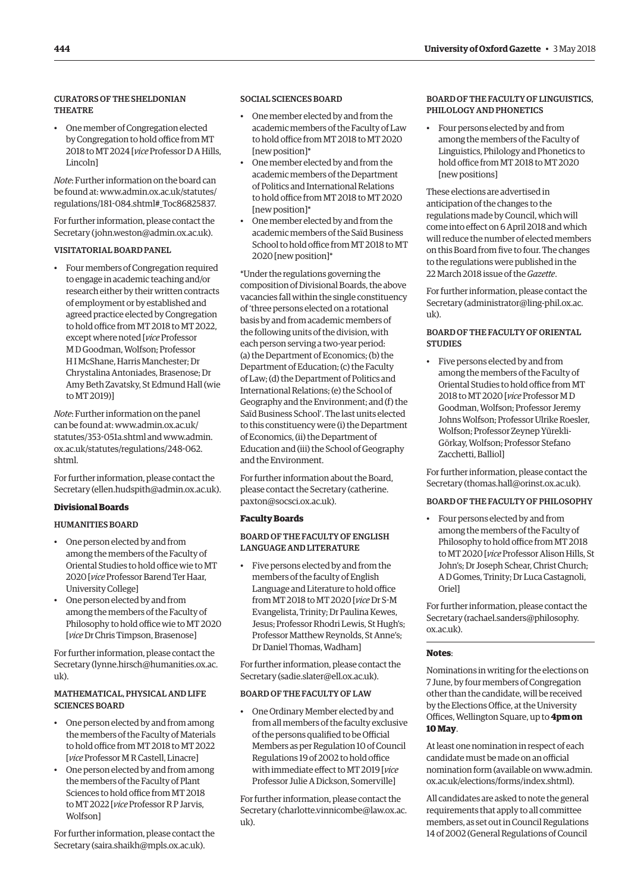#### CURATORS OF THE SHELDONIAN THEATRE

- One member of Congregation elected by Congregation to hold office from MT 2018 to MT 2024 [*vice* Professor D A Hills, Lincoln]

*Note*: Further information on the board can be found at: www.admin.ox.ac.uk/statutes/regulations/181-084.shtml#_Toc86825837.

For further information, please contact the Secretary (john.weston@admin.ox.ac.uk).

#### VISITATORIAL BOARD PANEL

- Four members of Congregation required to engage in academic teaching and/or research either by their written contracts of employment or by established and agreed practice elected by Congregation to hold office from MT 2018 to MT 2022, except where noted [*vice* Professor M D Goodman, Wolfson; Professor H I McShane, Harris Manchester; Dr Chrystalina Antoniades, Brasenose; Dr Amy Beth Zavatsky, St Edmund Hall (wie to MT 2019)]

*Note*: Further information on the panel can be found at: www.admin.ox.ac.uk/statutes/353-051a.shtml and www.admin.ox.ac.uk/statutes/regulations/248-062.shtml.

For further information, please contact the Secretary (ellen.hudspith@admin.ox.ac.uk).

### Divisional Boards

#### HUMANITIES BOARD

- One person elected by and from among the members of the Faculty of Oriental Studies to hold office wie to MT 2020 [*vice* Professor Barend Ter Haar, University College]
- One person elected by and from among the members of the Faculty of Philosophy to hold office wie to MT 2020 [*vice* Dr Chris Timpson, Brasenose]

For further information, please contact the Secretary (lynne.hirsch@humanities.ox.ac.uk).

#### MATHEMATICAL, PHYSICAL AND LIFE SCIENCES BOARD

- One person elected by and from among the members of the Faculty of Materials to hold office from MT 2018 to MT 2022 [*vice* Professor M R Castell, Linacre]
- One person elected by and from among the members of the Faculty of Plant Sciences to hold office from MT 2018 to MT 2022 [*vice* Professor R P Jarvis, Wolfson]

For further information, please contact the Secretary (saira.shaikh@mpls.ox.ac.uk).

#### SOCIAL SCIENCES BOARD

- One member elected by and from the academic members of the Faculty of Law to hold office from MT 2018 to MT 2020 [new position]*
- One member elected by and from the academic members of the Department of Politics and International Relations to hold office from MT 2018 to MT 2020 [new position]*
- One member elected by and from the academic members of the Saïd Business School to hold office from MT 2018 to MT 2020 [new position]*

*Under the regulations governing the composition of Divisional Boards, the above vacancies fall within the single constituency of 'three persons elected on a rotational basis by and from academic members of the following units of the division, with each person serving a two-year period: (a) the Department of Economics; (b) the Department of Education; (c) the Faculty of Law; (d) the Department of Politics and International Relations; (e) the School of Geography and the Environment; and (f) the Saïd Business School'. The last units elected to this constituency were (i) the Department of Economics, (ii) the Department of Education and (iii) the School of Geography and the Environment.

For further information about the Board, please contact the Secretary (catherine.paxton@socsci.ox.ac.uk).

### Faculty Boards

#### BOARD OF THE FACULTY OF ENGLISH LANGUAGE AND LITERATURE

- Five persons elected by and from the members of the faculty of English Language and Literature to hold office from MT 2018 to MT 2020 [*vice* Dr S-M Evangelista, Trinity; Dr Paulina Kewes, Jesus; Professor Rhodri Lewis, St Hugh's; Professor Matthew Reynolds, St Anne's; Dr Daniel Thomas, Wadham]

For further information, please contact the Secretary (sadie.slater@ell.ox.ac.uk).

#### BOARD OF THE FACULTY OF LAW

- One Ordinary Member elected by and from all members of the faculty exclusive of the persons qualified to be Official Members as per Regulation 10 of Council Regulations 19 of 2002 to hold office with immediate effect to MT 2019 [*vice* Professor Julie A Dickson, Somerville]

For further information, please contact the Secretary (charlotte.vinnicombe@law.ox.ac.uk).

#### BOARD OF THE FACULTY OF LINGUISTICS, PHILOLOGY AND PHONETICS

- Four persons elected by and from among the members of the Faculty of Linguistics, Philology and Phonetics to hold office from MT 2018 to MT 2020 [new positions]

These elections are advertised in anticipation of the changes to the regulations made by Council, which will come into effect on 6 April 2018 and which will reduce the number of elected members on this Board from five to four. The changes to the regulations were published in the 22 March 2018 issue of the *Gazette*.

For further information, please contact the Secretary (administrator@ling-phil.ox.ac.uk).

#### BOARD OF THE FACULTY OF ORIENTAL STUDIES

- Five persons elected by and from among the members of the Faculty of Oriental Studies to hold office from MT 2018 to MT 2020 [*vice* Professor M D Goodman, Wolfson; Professor Jeremy Johns Wolfson; Professor Ulrike Roesler, Wolfson; Professor Zeynep Yürekli-Görkay, Wolfson; Professor Stefano Zacchetti, Balliol]

For further information, please contact the Secretary (thomas.hall@orinst.ox.ac.uk).

#### BOARD OF THE FACULTY OF PHILOSOPHY

- Four persons elected by and from among the members of the Faculty of Philosophy to hold office from MT 2018 to MT 2020 [*vice* Professor Alison Hills, St John's; Dr Joseph Schear, Christ Church; A D Gomes, Trinity; Dr Luca Castagnoli, Oriel]

For further information, please contact the Secretary (rachael.sanders@philosophy.ox.ac.uk).

---

**Notes**:

Nominations in writing for the elections on 7 June, by four members of Congregation other than the candidate, will be received by the Elections Office, at the University Offices, Wellington Square, up to **4pm on 10 May**.

At least one nomination in respect of each candidate must be made on an official nomination form (available on www.admin.ox.ac.uk/elections/forms/index.shtml).

All candidates are asked to note the general requirements that apply to all committee members, as set out in Council Regulations 14 of 2002 (General Regulations of Council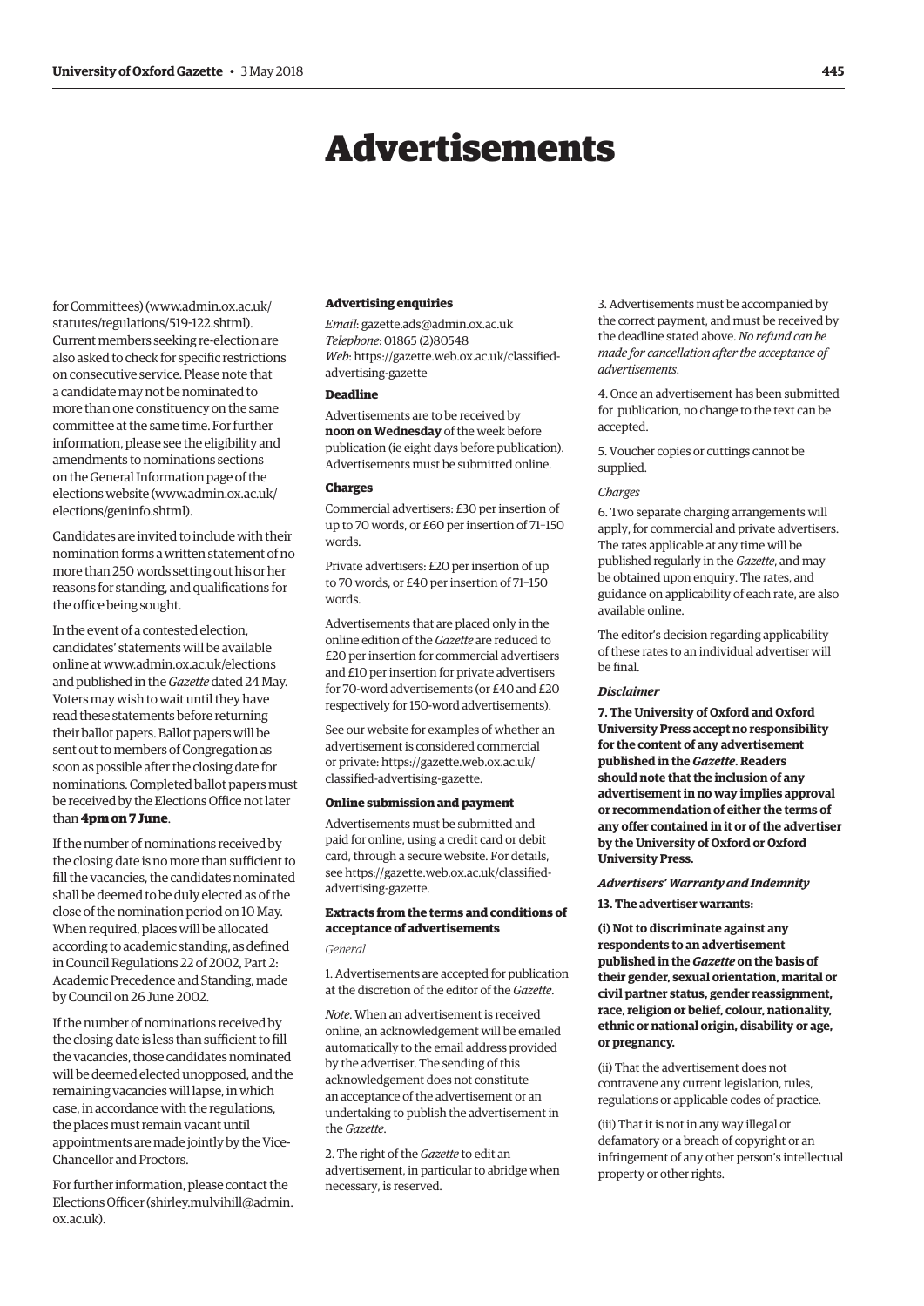# Advertisements

for Committees) (www.admin.ox.ac.uk/statutes/regulations/519-122.shtml). Current members seeking re-election are also asked to check for specific restrictions on consecutive service. Please note that a candidate may not be nominated to more than one constituency on the same committee at the same time. For further information, please see the eligibility and amendments to nominations sections on the General Information page of the elections website (www.admin.ox.ac.uk/elections/geninfo.shtml).

Candidates are invited to include with their nomination forms a written statement of no more than 250 words setting out his or her reasons for standing, and qualifications for the office being sought.

In the event of a contested election, candidates' statements will be available online at www.admin.ox.ac.uk/elections and published in the *Gazette* dated 24 May. Voters may wish to wait until they have read these statements before returning their ballot papers. Ballot papers will be sent out to members of Congregation as soon as possible after the closing date for nominations. Completed ballot papers must be received by the Elections Office not later than **4pm on 7 June**.

If the number of nominations received by the closing date is no more than sufficient to fill the vacancies, the candidates nominated shall be deemed to be duly elected as of the close of the nomination period on 10 May. When required, places will be allocated according to academic standing, as defined in Council Regulations 22 of 2002, Part 2: Academic Precedence and Standing, made by Council on 26 June 2002.

If the number of nominations received by the closing date is less than sufficient to fill the vacancies, those candidates nominated will be deemed elected unopposed, and the remaining vacancies will lapse, in which case, in accordance with the regulations, the places must remain vacant until appointments are made jointly by the Vice-Chancellor and Proctors.

For further information, please contact the Elections Officer (shirley.mulvihill@admin.ox.ac.uk).

#### Advertising enquiries

*Email*: gazette.ads@admin.ox.ac.uk
*Telephone*: 01865 (2)80548
*Web*: https://gazette.web.ox.ac.uk/classified-advertising-gazette

#### Deadline

Advertisements are to be received by **noon on Wednesday** of the week before publication (ie eight days before publication). Advertisements must be submitted online.

#### Charges

Commercial advertisers: £30 per insertion of up to 70 words, or £60 per insertion of 71–150 words.

Private advertisers: £20 per insertion of up to 70 words, or £40 per insertion of 71–150 words.

Advertisements that are placed only in the online edition of the *Gazette* are reduced to £20 per insertion for commercial advertisers and £10 per insertion for private advertisers for 70-word advertisements (or £40 and £20 respectively for 150-word advertisements).

See our website for examples of whether an advertisement is considered commercial or private: https://gazette.web.ox.ac.uk/classified-advertising-gazette.

#### Online submission and payment

Advertisements must be submitted and paid for online, using a credit card or debit card, through a secure website. For details, see https://gazette.web.ox.ac.uk/classified-advertising-gazette.

#### Extracts from the terms and conditions of acceptance of advertisements

*General*

1. Advertisements are accepted for publication at the discretion of the editor of the *Gazette*.

*Note*. When an advertisement is received online, an acknowledgement will be emailed automatically to the email address provided by the advertiser. The sending of this acknowledgement does not constitute an acceptance of the advertisement or an undertaking to publish the advertisement in the *Gazette*.

2. The right of the *Gazette* to edit an advertisement, in particular to abridge when necessary, is reserved.

3. Advertisements must be accompanied by the correct payment, and must be received by the deadline stated above. *No refund can be made for cancellation after the acceptance of advertisements*.

4. Once an advertisement has been submitted for publication, no change to the text can be accepted.

5. Voucher copies or cuttings cannot be supplied.

*Charges*

6. Two separate charging arrangements will apply, for commercial and private advertisers. The rates applicable at any time will be published regularly in the *Gazette*, and may be obtained upon enquiry. The rates, and guidance on applicability of each rate, are also available online.

The editor's decision regarding applicability of these rates to an individual advertiser will be final.

***Disclaimer***

**7. The University of Oxford and Oxford University Press accept no responsibility for the content of any advertisement published in the *Gazette*. Readers should note that the inclusion of any advertisement in no way implies approval or recommendation of either the terms of any offer contained in it or of the advertiser by the University of Oxford or Oxford University Press.**

***Advertisers' Warranty and Indemnity***

**13. The advertiser warrants:**

**(i) Not to discriminate against any respondents to an advertisement published in the *Gazette* on the basis of their gender, sexual orientation, marital or civil partner status, gender reassignment, race, religion or belief, colour, nationality, ethnic or national origin, disability or age, or pregnancy.**

(ii) That the advertisement does not contravene any current legislation, rules, regulations or applicable codes of practice.

(iii) That it is not in any way illegal or defamatory or a breach of copyright or an infringement of any other person's intellectual property or other rights.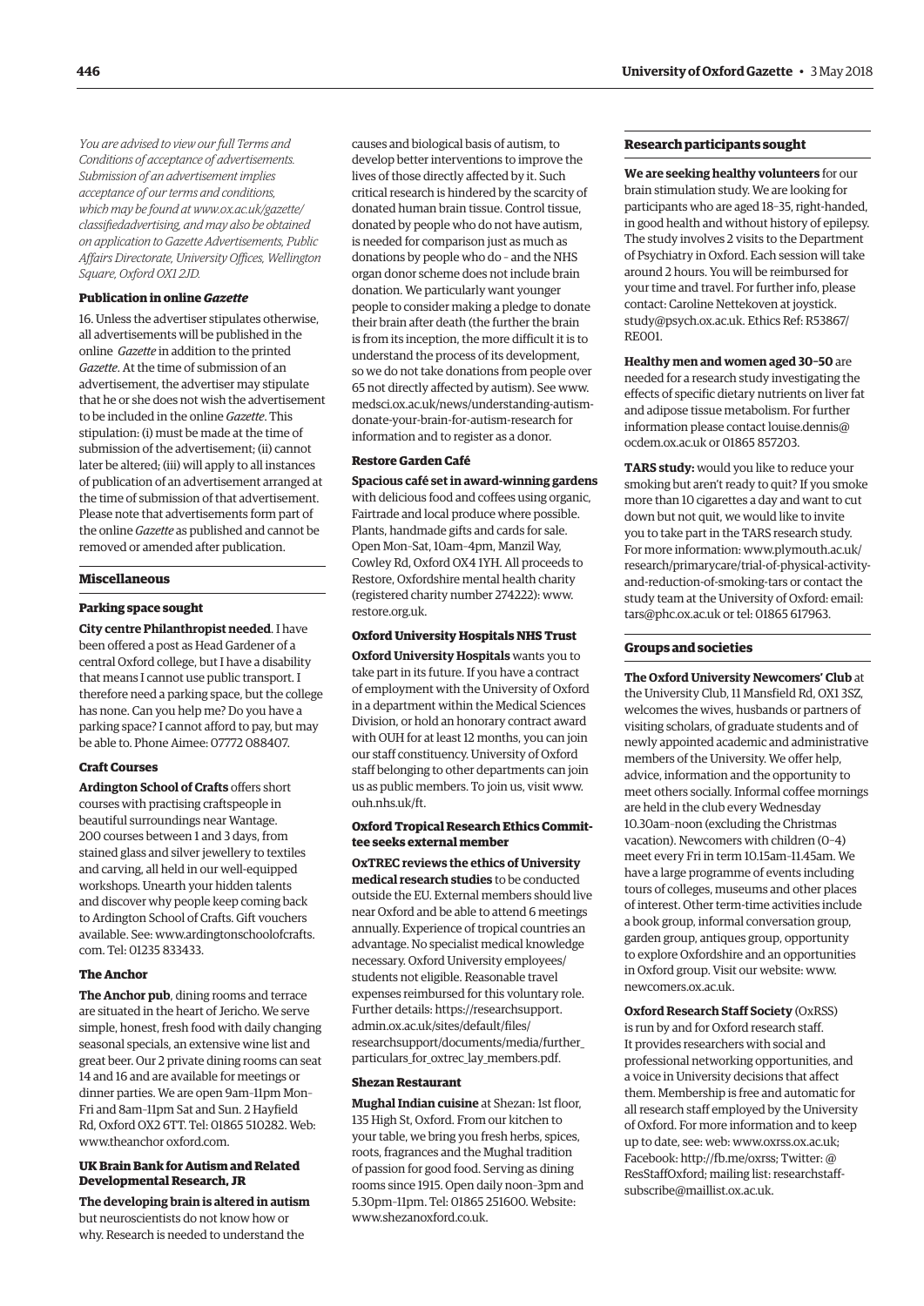*You are advised to view our full Terms and Conditions of acceptance of advertisements. Submission of an advertisement implies acceptance of our terms and conditions, which may be found at www.ox.ac.uk/gazette/classifiedadvertising, and may also be obtained on application to Gazette Advertisements, Public Affairs Directorate, University Offices, Wellington Square, Oxford OX1 2JD.*

**Publication in online *Gazette***

16. Unless the advertiser stipulates otherwise, all advertisements will be published in the online *Gazette* in addition to the printed *Gazette*. At the time of submission of an advertisement, the advertiser may stipulate that he or she does not wish the advertisement to be included in the online *Gazette*. This stipulation: (i) must be made at the time of submission of the advertisement; (ii) cannot later be altered; (iii) will apply to all instances of publication of an advertisement arranged at the time of submission of that advertisement. Please note that advertisements form part of the online *Gazette* as published and cannot be removed or amended after publication.

## Miscellaneous

### Parking space sought

**City centre Philanthropist needed**. I have been offered a post as Head Gardener of a central Oxford college, but I have a disability that means I cannot use public transport. I therefore need a parking space, but the college has none. Can you help me? Do you have a parking space? I cannot afford to pay, but may be able to. Phone Aimee: 07772 088407.

### Craft Courses

**Ardington School of Crafts** offers short courses with practising craftspeople in beautiful surroundings near Wantage. 200 courses between 1 and 3 days, from stained glass and silver jewellery to textiles and carving, all held in our well-equipped workshops. Unearth your hidden talents and discover why people keep coming back to Ardington School of Crafts. Gift vouchers available. See: www.ardingtonschoolofcrafts.com. Tel: 01235 833433.

### The Anchor

**The Anchor pub**, dining rooms and terrace are situated in the heart of Jericho. We serve simple, honest, fresh food with daily changing seasonal specials, an extensive wine list and great beer. Our 2 private dining rooms can seat 14 and 16 and are available for meetings or dinner parties. We are open 9am–11pm Mon–Fri and 8am–11pm Sat and Sun. 2 Hayfield Rd, Oxford OX2 6TT. Tel: 01865 510282. Web: www.theanchor oxford.com.

### UK Brain Bank for Autism and Related Developmental Research, JR

**The developing brain is altered in autism** but neuroscientists do not know how or why. Research is needed to understand the causes and biological basis of autism, to develop better interventions to improve the lives of those directly affected by it. Such critical research is hindered by the scarcity of donated human brain tissue. Control tissue, donated by people who do not have autism, is needed for comparison just as much as donations by people who do – and the NHS organ donor scheme does not include brain donation. We particularly want younger people to consider making a pledge to donate their brain after death (the further the brain is from its inception, the more difficult it is to understand the process of its development, so we do not take donations from people over 65 not directly affected by autism). See www.medsci.ox.ac.uk/news/understanding-autism-donate-your-brain-for-autism-research for information and to register as a donor.

### Restore Garden Café

**Spacious café set in award-winning gardens** with delicious food and coffees using organic, Fairtrade and local produce where possible. Plants, handmade gifts and cards for sale. Open Mon–Sat, 10am–4pm, Manzil Way, Cowley Rd, Oxford OX4 1YH. All proceeds to Restore, Oxfordshire mental health charity (registered charity number 274222): www.restore.org.uk.

### Oxford University Hospitals NHS Trust

**Oxford University Hospitals** wants you to take part in its future. If you have a contract of employment with the University of Oxford in a department within the Medical Sciences Division, or hold an honorary contract award with OUH for at least 12 months, you can join our staff constituency. University of Oxford staff belonging to other departments can join us as public members. To join us, visit www.ouh.nhs.uk/ft.

### Oxford Tropical Research Ethics Committee seeks external member

**OxTREC reviews the ethics of University medical research studies** to be conducted outside the EU. External members should live near Oxford and be able to attend 6 meetings annually. Experience of tropical countries an advantage. No specialist medical knowledge necessary. Oxford University employees/students not eligible. Reasonable travel expenses reimbursed for this voluntary role. Further details: https://researchsupport.admin.ox.ac.uk/sites/default/files/researchsupport/documents/media/further_particulars_for_oxtrec_lay_members.pdf.

### Shezan Restaurant

**Mughal Indian cuisine** at Shezan: 1st floor, 135 High St, Oxford. From our kitchen to your table, we bring you fresh herbs, spices, roots, fragrances and the Mughal tradition of passion for good food. Serving as dining rooms since 1915. Open daily noon–3pm and 5.30pm–11pm. Tel: 01865 251600. Website: www.shezanoxford.co.uk.

## Research participants sought

**We are seeking healthy volunteers** for our brain stimulation study. We are looking for participants who are aged 18–35, right-handed, in good health and without history of epilepsy. The study involves 2 visits to the Department of Psychiatry in Oxford. Each session will take around 2 hours. You will be reimbursed for your time and travel. For further info, please contact: Caroline Nettekoven at joystick.study@psych.ox.ac.uk. Ethics Ref: R53867/RE001.

**Healthy men and women aged 30–50** are needed for a research study investigating the effects of specific dietary nutrients on liver fat and adipose tissue metabolism. For further information please contact louise.dennis@ocdem.ox.ac.uk or 01865 857203.

**TARS study:** would you like to reduce your smoking but aren't ready to quit? If you smoke more than 10 cigarettes a day and want to cut down but not quit, we would like to invite you to take part in the TARS research study. For more information: www.plymouth.ac.uk/research/primarycare/trial-of-physical-activity-and-reduction-of-smoking-tars or contact the study team at the University of Oxford: email: tars@phc.ox.ac.uk or tel: 01865 617963.

## Groups and societies

**The Oxford University Newcomers' Club** at the University Club, 11 Mansfield Rd, OX1 3SZ, welcomes the wives, husbands or partners of visiting scholars, of graduate students and of newly appointed academic and administrative members of the University. We offer help, advice, information and the opportunity to meet others socially. Informal coffee mornings are held in the club every Wednesday 10.30am–noon (excluding the Christmas vacation). Newcomers with children (0–4) meet every Fri in term 10.15am–11.45am. We have a large programme of events including tours of colleges, museums and other places of interest. Other term-time activities include a book group, informal conversation group, garden group, antiques group, opportunity to explore Oxfordshire and an opportunities in Oxford group. Visit our website: www.newcomers.ox.ac.uk.

**Oxford Research Staff Society** (OxRSS) is run by and for Oxford research staff. It provides researchers with social and professional networking opportunities, and a voice in University decisions that affect them. Membership is free and automatic for all research staff employed by the University of Oxford. For more information and to keep up to date, see: web: www.oxrss.ox.ac.uk; Facebook: http://fb.me/oxrss; Twitter: @ResStaffOxford; mailing list: researchstaff-subscribe@maillist.ox.ac.uk.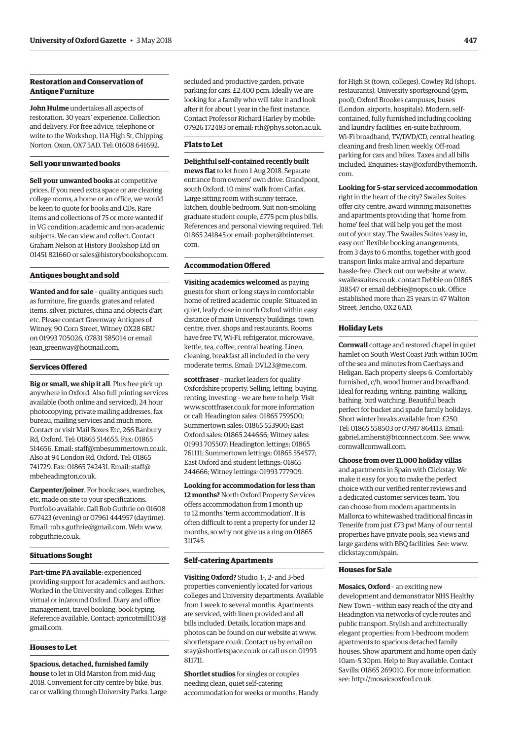### Restoration and Conservation of Antique Furniture

**John Hulme** undertakes all aspects of restoration. 30 years' experience. Collection and delivery. For free advice, telephone or write to the Workshop, 11A High St, Chipping Norton, Oxon, OX7 5AD. Tel: 01608 641692.

### Sell your unwanted books

**Sell your unwanted books** at competitive prices. If you need extra space or are clearing college rooms, a home or an office, we would be keen to quote for books and CDs. Rare items and collections of 75 or more wanted if in VG condition; academic and non-academic subjects. We can view and collect. Contact Graham Nelson at History Bookshop Ltd on 01451 821660 or sales@historybookshop.com.

### Antiques bought and sold

**Wanted and for sale** – quality antiques such as furniture, fire guards, grates and related items, silver, pictures, china and objects d'art etc. Please contact Greenway Antiques of Witney, 90 Corn Street, Witney OX28 6BU on 01993 705026, 07831 585014 or email jean_greenway@hotmail.com.

### Services Offered

**Big or small, we ship it all**. Plus free pick up anywhere in Oxford. Also full printing services available (both online and serviced), 24 hour photocopying, private mailing addresses, fax bureau, mailing services and much more. Contact or visit Mail Boxes Etc, 266 Banbury Rd, Oxford. Tel: 01865 514655. Fax: 01865 514656. Email: staff@mbesummertown.co.uk. Also at 94 London Rd, Oxford. Tel: 01865 741729. Fax: 01865 742431. Email: staff@mbeheadington.co.uk.

**Carpenter/joiner**. For bookcases, wardrobes, etc, made on site to your specifications. Portfolio available. Call Rob Guthrie on 01608 677423 (evening) or 07961 444957 (daytime). Email: rob.s.guthrie@gmail.com. Web: www.robguthrie.co.uk.

### Situations Sought

**Part-time PA available**: experienced providing support for academics and authors. Worked in the University and colleges. Either virtual or in/around Oxford. Diary and office management, travel booking, book typing. Reference available. Contact: apricotmill103@gmail.com.

### Houses to Let

**Spacious, detached, furnished family house** to let in Old Marston from mid-Aug 2018. Convenient for city centre by bike, bus, car or walking through University Parks. Large secluded and productive garden, private parking for cars. £2,400 pcm. Ideally we are looking for a family who will take it and look after it for about 1 year in the first instance. Contact Professor Richard Harley by mobile: 07926 172483 or email: rth@phys.soton.ac.uk.

### Flats to Let

**Delightful self-contained recently built mews flat** to let from 1 Aug 2018. Separate entrance from owners' own drive. Grandpont, south Oxford. 10 mins' walk from Carfax. Large sitting room with sunny terrace, kitchen, double bedroom. Suit non-smoking graduate student couple, £775 pcm plus bills. References and personal viewing required. Tel: 01865 241845 or email: popher@btinternet.com.

### Accommodation Offered

**Visiting academics welcomed** as paying guests for short or long stays in comfortable home of retired academic couple. Situated in quiet, leafy close in north Oxford within easy distance of main University buildings, town centre, river, shops and restaurants. Rooms have free TV, Wi-Fi, refrigerator, microwave, kettle, tea, coffee, central heating. Linen, cleaning, breakfast all included in the very moderate terms. Email: DVL23@me.com.

**scottfraser** – market leaders for quality Oxfordshire property. Selling, letting, buying, renting, investing – we are here to help. Visit www.scottfraser.co.uk for more information or call: Headington sales: 01865 759500; Summertown sales: 01865 553900; East Oxford sales: 01865 244666; Witney sales: 01993 705507; Headington lettings: 01865 761111; Summertown lettings: 01865 554577; East Oxford and student lettings: 01865 244666; Witney lettings: 01993 777909.

**Looking for accommodation for less than 12 months?** North Oxford Property Services offers accommodation from 1 month up to 12 months 'term accommodation'. It is often difficult to rent a property for under 12 months, so why not give us a ring on 01865 311745.

### Self-catering Apartments

**Visiting Oxford?** Studio, 1-, 2- and 3-bed properties conveniently located for various colleges and University departments. Available from 1 week to several months. Apartments are serviced, with linen provided and all bills included. Details, location maps and photos can be found on our website at www.shortletspace.co.uk. Contact us by email on stay@shortletspace.co.uk or call us on 01993 811711.

**Shortlet studios** for singles or couples needing clean, quiet self-catering accommodation for weeks or months. Handy for High St (town, colleges), Cowley Rd (shops, restaurants), University sportsground (gym, pool), Oxford Brookes campuses, buses (London, airports, hospitals). Modern, self-contained, fully furnished including cooking and laundry facilities, en-suite bathroom, Wi-Fi broadband, TV/DVD/CD, central heating, cleaning and fresh linen weekly. Off-road parking for cars and bikes. Taxes and all bills included. Enquiries: stay@oxfordbythemonth.com.

**Looking for 5-star serviced accommodation** right in the heart of the city? Swailes Suites offer city centre, award winning maisonettes and apartments providing that 'home from home' feel that will help you get the most out of your stay. The Swailes Suites 'easy in, easy out' flexible booking arrangements, from 3 days to 6 months, together with good transport links make arrival and departure hassle-free. Check out our website at www.swailessuites.co.uk, contact Debbie on 01865 318547 or email debbie@nops.co.uk. Office established more than 25 years in 47 Walton Street, Jericho, OX2 6AD.

### Holiday Lets

**Cornwall** cottage and restored chapel in quiet hamlet on South West Coast Path within 100m of the sea and minutes from Caerhays and Heligan. Each property sleeps 6. Comfortably furnished, c/h, wood burner and broadband. Ideal for reading, writing, painting, walking, bathing, bird watching. Beautiful beach perfect for bucket and spade family holidays. Short winter breaks available from £250. Tel: 01865 558503 or 07917 864113. Email: gabriel.amherst@btconnect.com. See: www.cornwallcornwall.com.

**Choose from over 11,000 holiday villas** and apartments in Spain with Clickstay. We make it easy for you to make the perfect choice with our verified renter reviews and a dedicated customer services team. You can choose from modern apartments in Mallorca to whitewashed traditional fincas in Tenerife from just £73 pw! Many of our rental properties have private pools, sea views and large gardens with BBQ facilities. See: www.clickstay.com/spain.

### Houses for Sale

**Mosaics, Oxford** – an exciting new development and demonstrator NHS Healthy New Town – within easy reach of the city and Headington via networks of cycle routes and public transport. Stylish and architecturally elegant properties: from 1-bedroom modern apartments to spacious detached family houses. Show apartment and home open daily 10am–5.30pm. Help to Buy available. Contact Savills: 01865 269010. For more information see: http://mosaicsoxford.co.uk.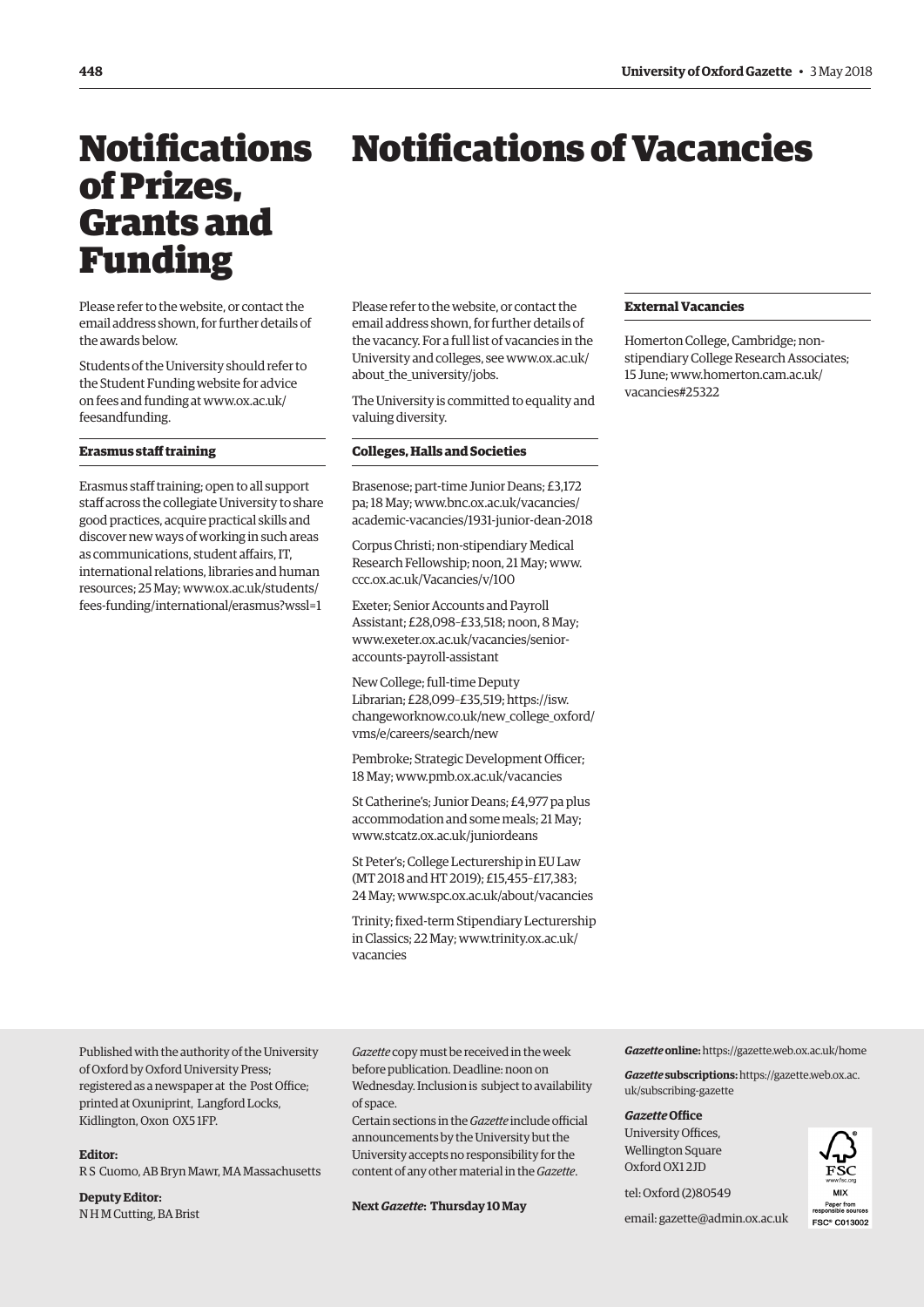# Notifications of Prizes, Grants and Funding

Please refer to the website, or contact the email address shown, for further details of the awards below.

Students of the University should refer to the Student Funding website for advice on fees and funding at www.ox.ac.uk/feesandfunding.

### Erasmus staff training

Erasmus staff training; open to all support staff across the collegiate University to share good practices, acquire practical skills and discover new ways of working in such areas as communications, student affairs, IT, international relations, libraries and human resources; 25 May; www.ox.ac.uk/students/fees-funding/international/erasmus?wssl=1

# Notifications of Vacancies

Please refer to the website, or contact the email address shown, for further details of the vacancy. For a full list of vacancies in the University and colleges, see www.ox.ac.uk/about_the_university/jobs.

The University is committed to equality and valuing diversity.

### Colleges, Halls and Societies

Brasenose; part-time Junior Deans; £3,172 pa; 18 May; www.bnc.ox.ac.uk/vacancies/academic-vacancies/1931-junior-dean-2018

Corpus Christi; non-stipendiary Medical Research Fellowship; noon, 21 May; www.ccc.ox.ac.uk/Vacancies/v/100

Exeter; Senior Accounts and Payroll Assistant; £28,098–£33,518; noon, 8 May; www.exeter.ox.ac.uk/vacancies/senior-accounts-payroll-assistant

New College; full-time Deputy Librarian; £28,099–£35,519; https://isw.changeworknow.co.uk/new_college_oxford/vms/e/careers/search/new

Pembroke; Strategic Development Officer; 18 May; www.pmb.ox.ac.uk/vacancies

St Catherine's; Junior Deans; £4,977 pa plus accommodation and some meals; 21 May; www.stcatz.ox.ac.uk/juniordeans

St Peter's; College Lecturership in EU Law (MT 2018 and HT 2019); £15,455–£17,383; 24 May; www.spc.ox.ac.uk/about/vacancies

Trinity; fixed-term Stipendiary Lecturership in Classics; 22 May; www.trinity.ox.ac.uk/vacancies

### External Vacancies

Homerton College, Cambridge; non-stipendiary College Research Associates; 15 June; www.homerton.cam.ac.uk/vacancies#25322

---

Published with the authority of the University of Oxford by Oxford University Press; registered as a newspaper at the Post Office; printed at Oxuniprint, Langford Locks, Kidlington, Oxon OX5 1FP.

**Editor:**
R S Cuomo, AB Bryn Mawr, MA Massachusetts

**Deputy Editor:**
N H M Cutting, BA Brist

*Gazette* copy must be received in the week before publication. Deadline: noon on Wednesday. Inclusion is subject to availability of space.
Certain sections in the *Gazette* include official announcements by the University but the University accepts no responsibility for the content of any other material in the *Gazette*.

**Next *Gazette*: Thursday 10 May**

***Gazette* online:** https://gazette.web.ox.ac.uk/home

***Gazette* subscriptions:** https://gazette.web.ox.ac.uk/subscribing-gazette

***Gazette* Office**
University Offices,
Wellington Square
Oxford OX1 2JD

tel: Oxford (2)80549

email: gazette@admin.ox.ac.uk

FSC www.fsc.org MIX Paper from responsible sources FSC® C013002